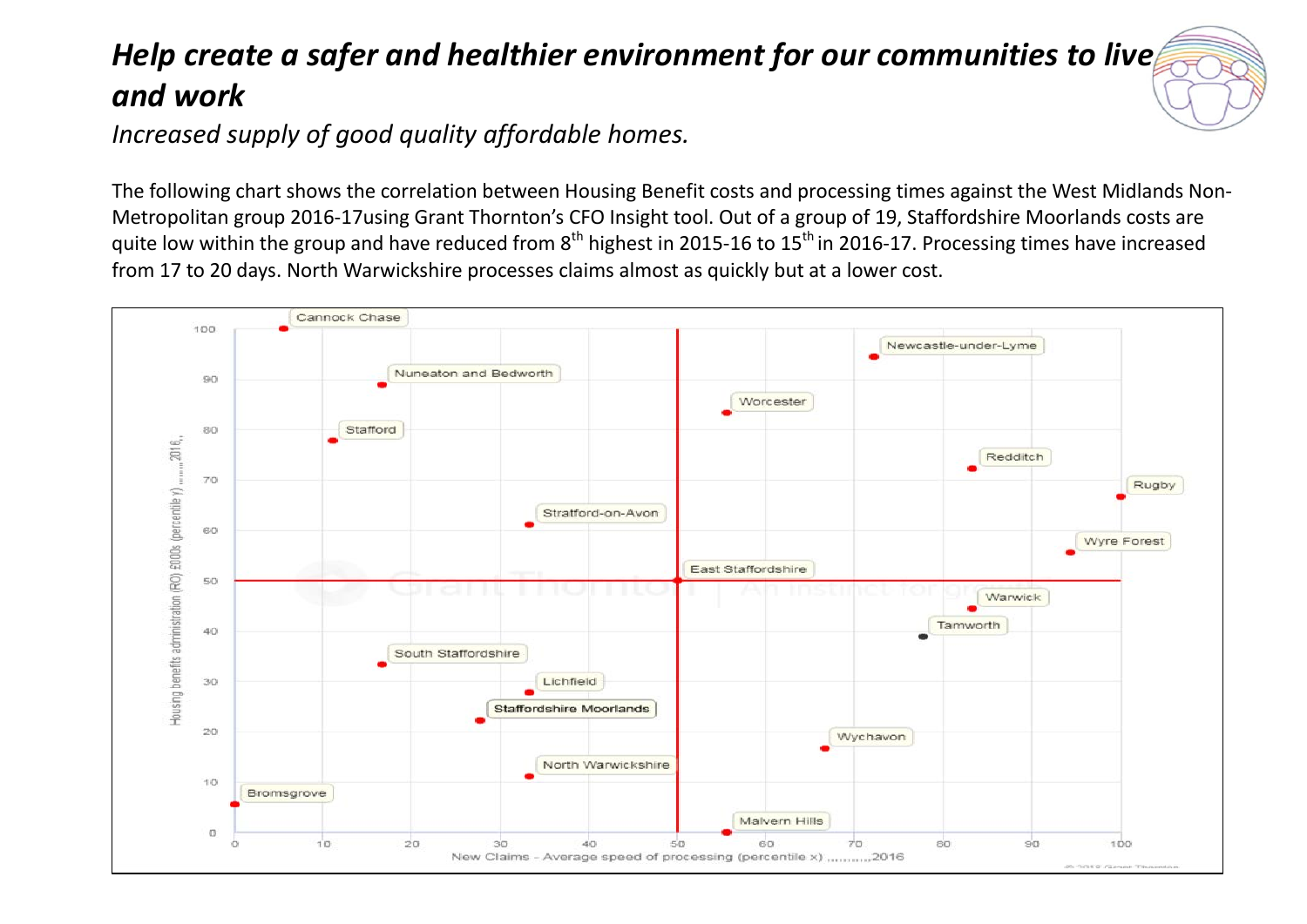# *Help create a safer and healthier environment for our communities to live and work*

*Increased supply of good quality affordable homes.*

The following chart shows the correlation between Housing Benefit costs and processing times against the West Midlands Non-Metropolitan group 2016-17using Grant Thornton's CFO Insight tool. Out of a group of 19, Staffordshire Moorlands costs are quite low within the group and have reduced from 8th highest in 2015-16 to 15th in 2016-17. Processing times have increased from 17 to 20 days. North Warwickshire processes claims almost as quickly but at a lower cost.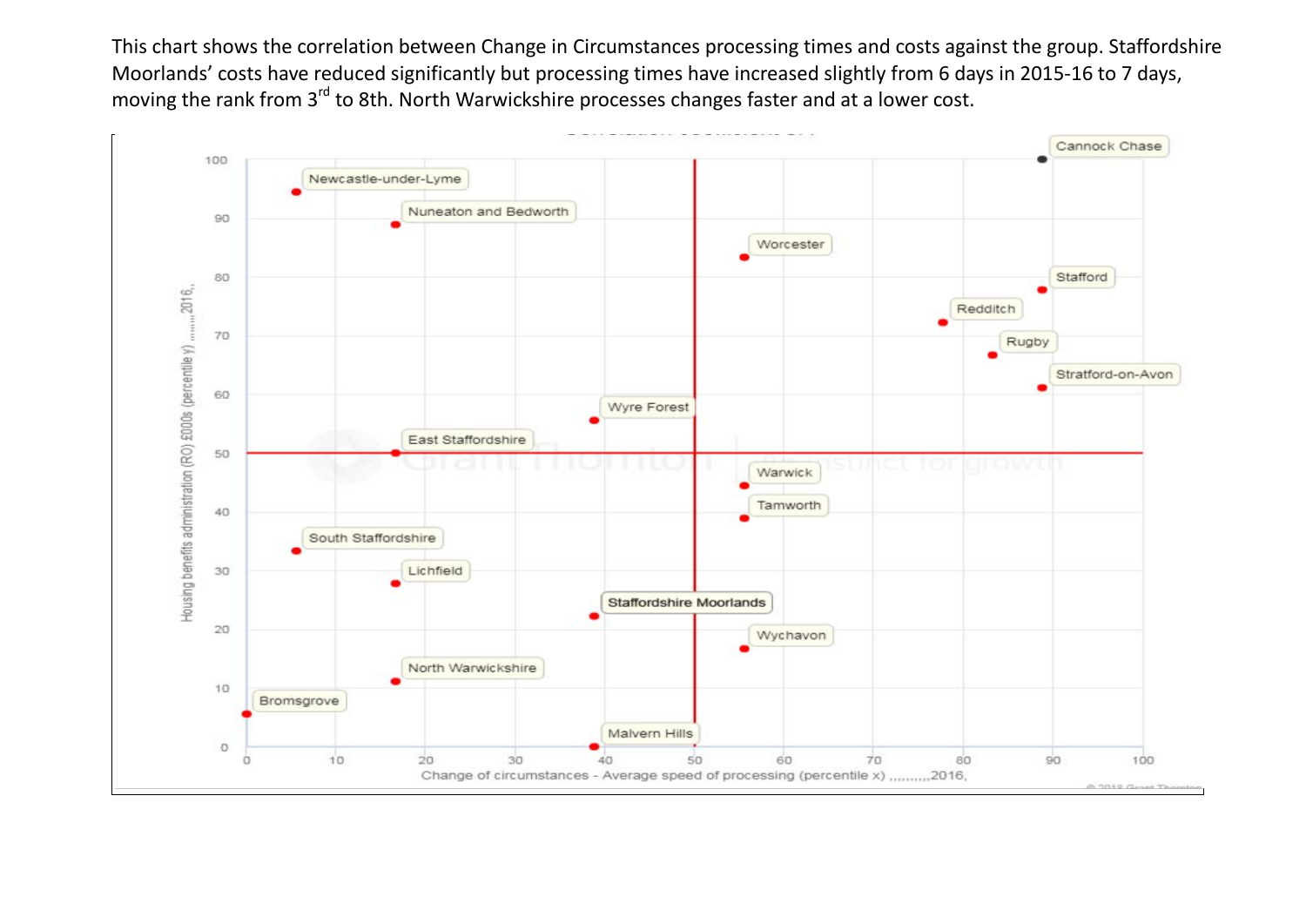This chart shows the correlation between Change in Circumstances processing times and costs against the group. Staffordshire Moorlands' costs have reduced significantly but processing times have increased slightly from 6 days in 2015-16 to 7 days, moving the rank from 3rd to 8th. North Warwickshire processes changes faster and at a lower cost.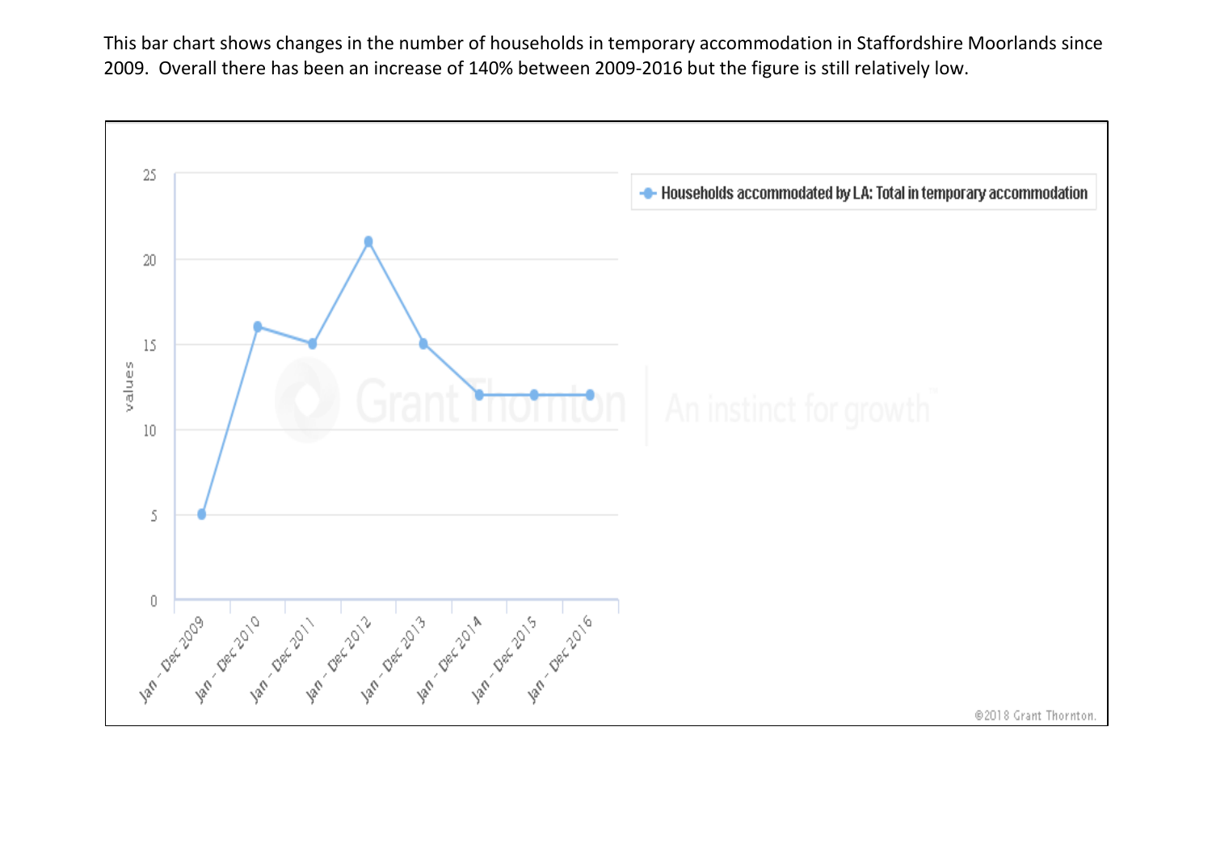This bar chart shows changes in the number of households in temporary accommodation in Staffordshire Moorlands since 2009. Overall there has been an increase of 140% between 2009-2016 but the figure is still relatively low.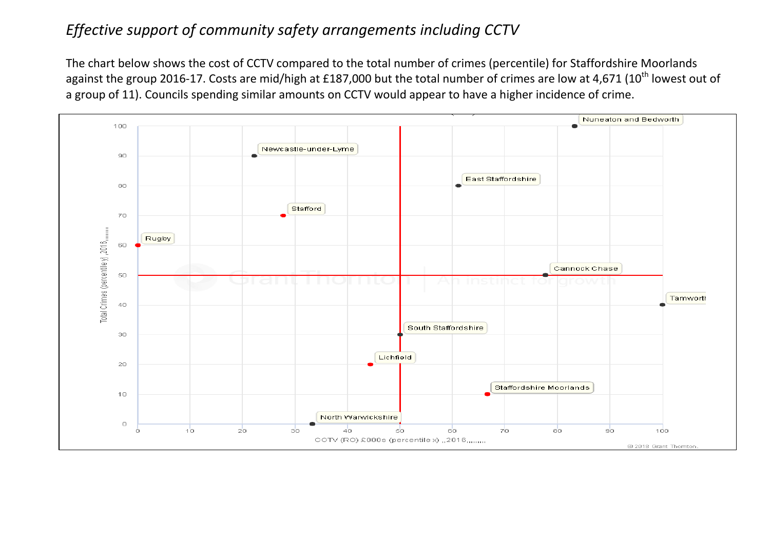## *Effective support of community safety arrangements including CCTV*

The chart below shows the cost of CCTV compared to the total number of crimes (percentile) for Staffordshire Moorlands against the group 2016-17. Costs are mid/high at £187,000 but the total number of crimes are low at 4,671 (10th lowest out of a group of 11). Councils spending similar amounts on CCTV would appear to have a higher incidence of crime.

| Council | CCTV (RO) £000s (percentile x) 2016 | Total Crimes (percentile y) 2016 |
|---|---|---|
| Nuneaton and Bedworth | ~63 | 100 |
| Newcastle-under-Lyme | ~22 | 90 |
| East Staffordshire | ~61 | 80 |
| Stafford | ~28 | 70 |
| Rugby | 0 | 60 |
| Cannock Chase | ~58 | 50 |
| Tamworth | 100 | 40 |
| South Staffordshire | 50 | 30 |
| Lichfield | ~44 | 20 |
| Staffordshire Moorlands | ~67 | 10 |
| North Warwickshire | ~33 | 0 |

© 2018 Grant Thornton.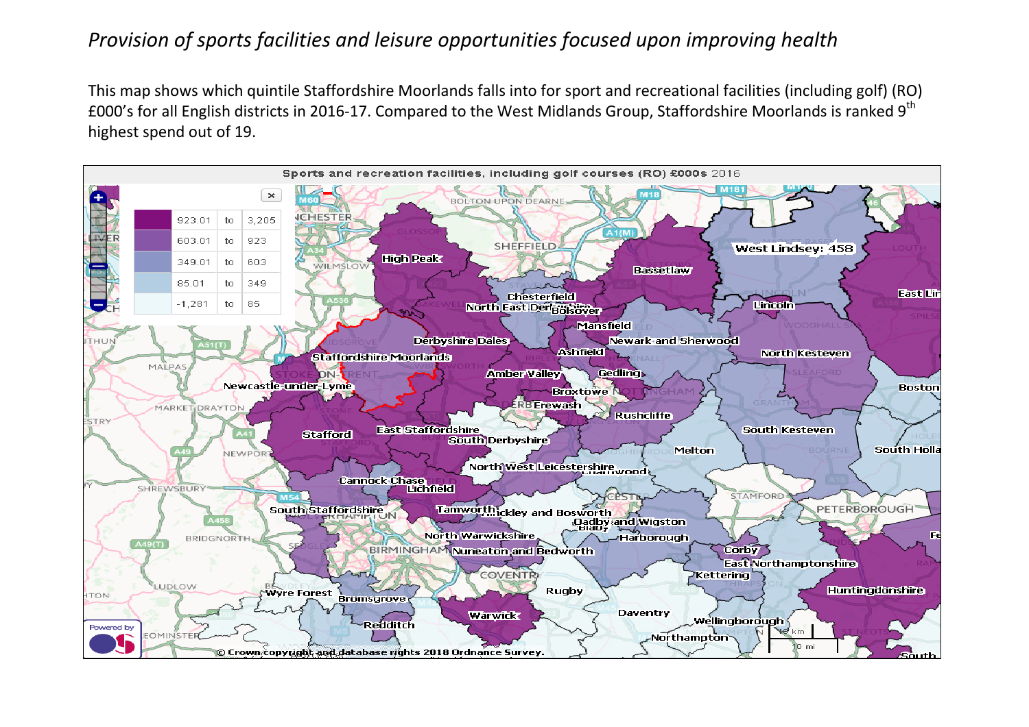*Provision of sports facilities and leisure opportunities focused upon improving health*

This map shows which quintile Staffordshire Moorlands falls into for sport and recreational facilities (including golf) (RO) £000's for all English districts in 2016-17. Compared to the West Midlands Group, Staffordshire Moorlands is ranked 9th highest spend out of 19.

Sports and recreation facilities, including golf courses (RO) £000s 2016

| | | | |
|---|---|---|---|
| 923.01 | to | 3,205 |
| 603.01 | to | 923 |
| 349.01 | to | 603 |
| 85.01 | to | 349 |
| -1,281 | to | 85 |

© Crown copyright and database rights 2018 Ordnance Survey.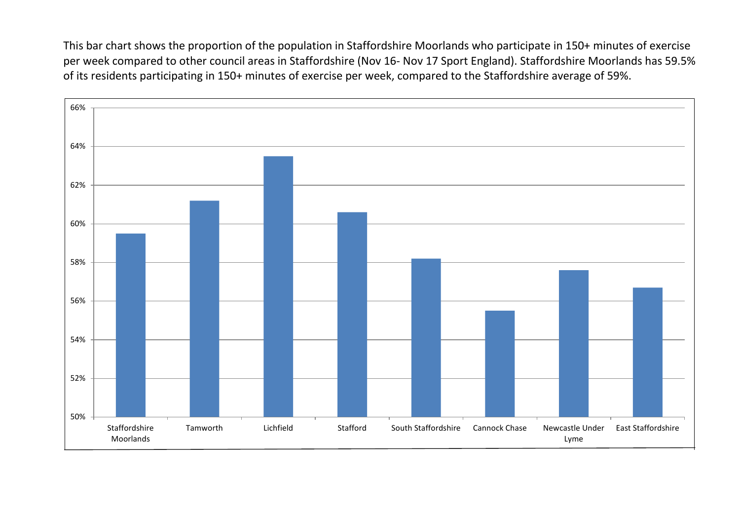This bar chart shows the proportion of the population in Staffordshire Moorlands who participate in 150+ minutes of exercise per week compared to other council areas in Staffordshire (Nov 16- Nov 17 Sport England). Staffordshire Moorlands has 59.5% of its residents participating in 150+ minutes of exercise per week, compared to the Staffordshire average of 59%.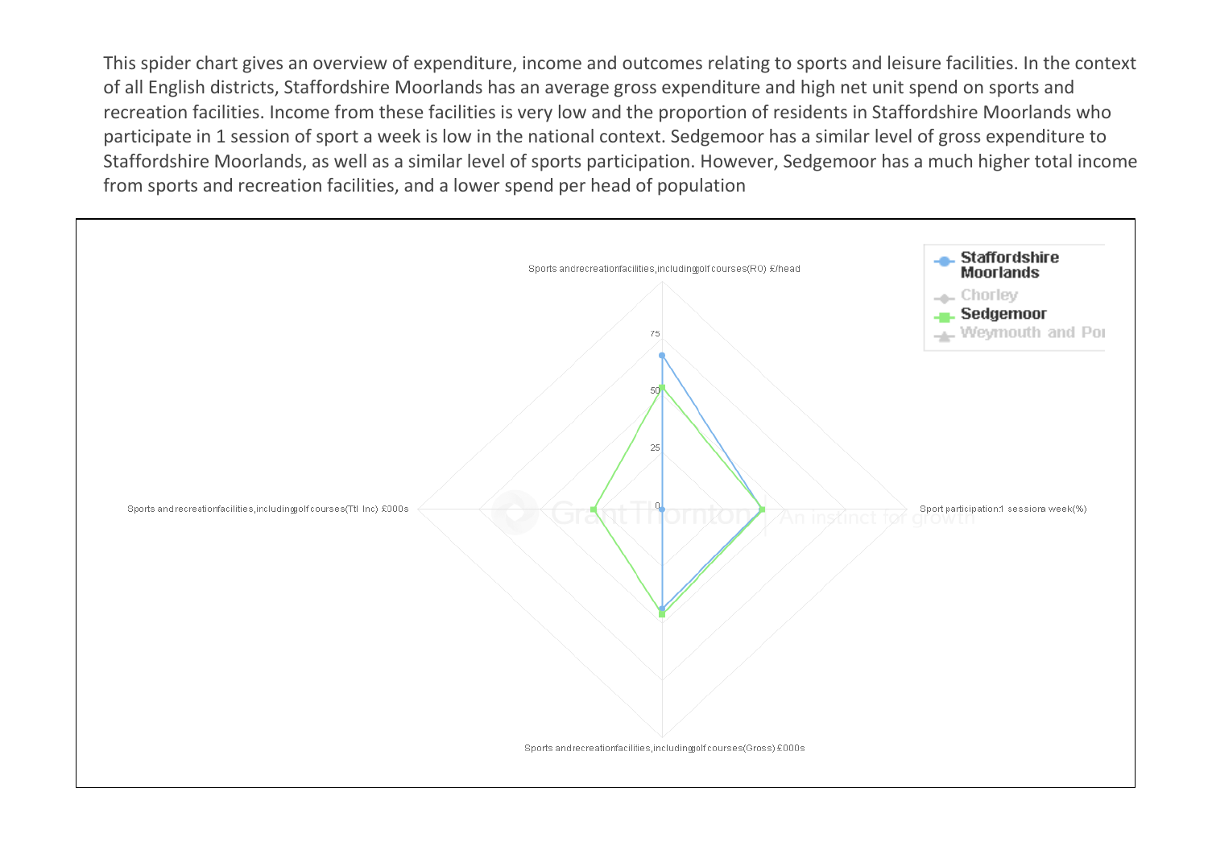This spider chart gives an overview of expenditure, income and outcomes relating to sports and leisure facilities. In the context of all English districts, Staffordshire Moorlands has an average gross expenditure and high net unit spend on sports and recreation facilities. Income from these facilities is very low and the proportion of residents in Staffordshire Moorlands who participate in 1 session of sport a week is low in the national context. Sedgemoor has a similar level of gross expenditure to Staffordshire Moorlands, as well as a similar level of sports participation. However, Sedgemoor has a much higher total income from sports and recreation facilities, and a lower spend per head of population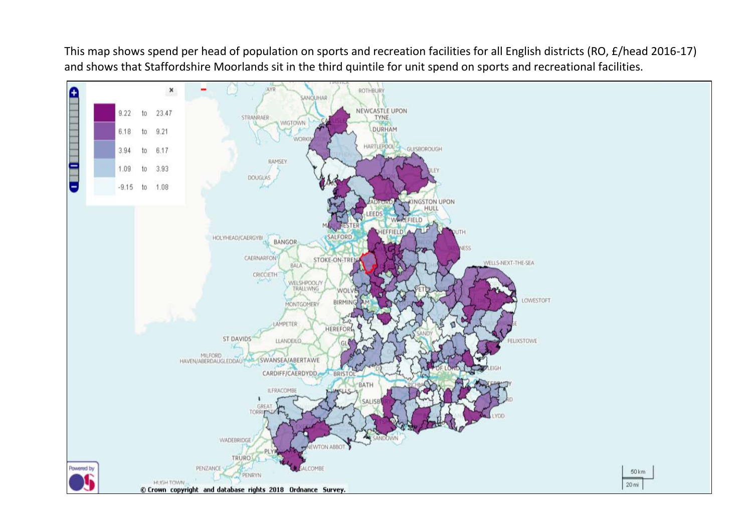This map shows spend per head of population on sports and recreation facilities for all English districts (RO, £/head 2016-17) and shows that Staffordshire Moorlands sit in the third quintile for unit spend on sports and recreational facilities.

| | |
|---|---|
| 9.22 | to 23.47 |
| 6.18 | to 9.21 |
| 3.94 | to 6.17 |
| 1.09 | to 3.93 |
| -9.15 | to 1.08 |

© Crown copyright and database rights 2018 Ordnance Survey.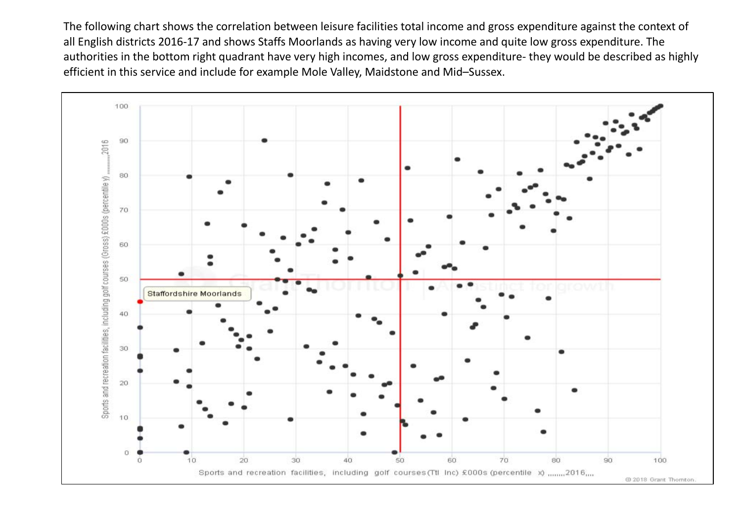The following chart shows the correlation between leisure facilities total income and gross expenditure against the context of all English districts 2016-17 and shows Staffs Moorlands as having very low income and quite low gross expenditure. The authorities in the bottom right quadrant have very high incomes, and low gross expenditure- they would be described as highly efficient in this service and include for example Mole Valley, Maidstone and Mid–Sussex.

Staffordshire Moorlands

Sports and recreation facilities, including golf courses (Gross) £000s (percentile y) ........2016

0
10
20
30
40
50
60
70
80
90
100

Sports and recreation facilities, including golf courses(Ttl Inc) £000s (percentile x) ........2016....

0
10
20
30
40
50
60
70
80
90
100

© 2018 Grant Thornton